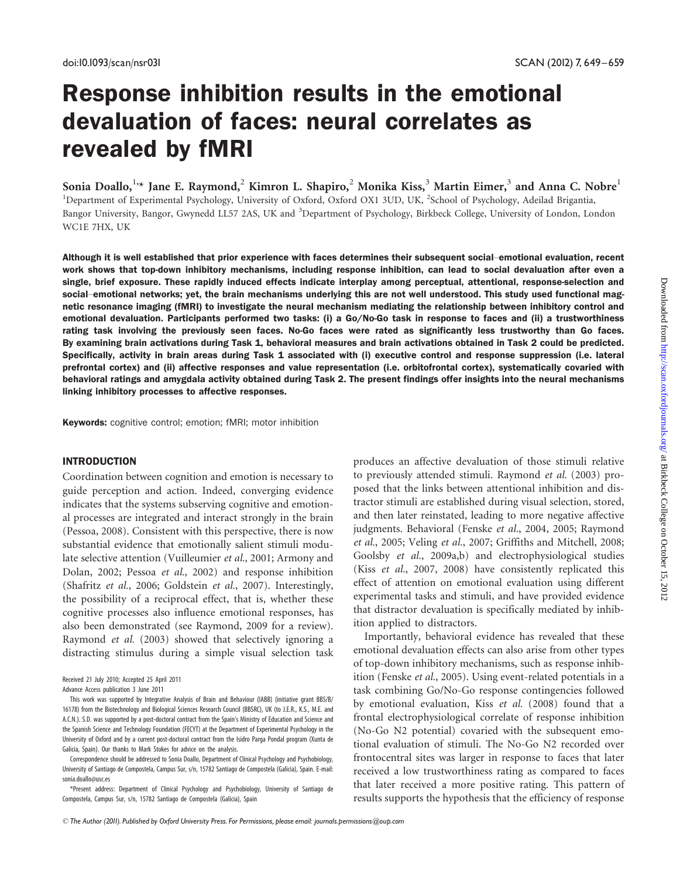# Response inhibition results in the emotional devaluation of faces: neural correlates as revealed by fMRI

Sonia Doallo,[1,*] Jane E. Raymond,[2] Kimron L. Shapiro,[2] Monika Kiss,[3] Martin Eimer,[3] and Anna C. Nobre[1]

[1]Department of Experimental Psychology, University of Oxford, Oxford OX1 3UD, UK, [2]School of Psychology, Adeilad Brigantia, Bangor University, Bangor, Gwynedd LL57 2AS, UK and [3]Department of Psychology, Birkbeck College, University of London, London WC1E 7HX, UK

**Although it is well established that prior experience with faces determines their subsequent social–emotional evaluation, recent work shows that top-down inhibitory mechanisms, including response inhibition, can lead to social devaluation after even a single, brief exposure. These rapidly induced effects indicate interplay among perceptual, attentional, response-selection and social–emotional networks; yet, the brain mechanisms underlying this are not well understood. This study used functional magnetic resonance imaging (fMRI) to investigate the neural mechanism mediating the relationship between inhibitory control and emotional devaluation. Participants performed two tasks: (i) a Go/No-Go task in response to faces and (ii) a trustworthiness rating task involving the previously seen faces. No-Go faces were rated as significantly less trustworthy than Go faces. By examining brain activations during Task 1, behavioral measures and brain activations obtained in Task 2 could be predicted. Specifically, activity in brain areas during Task 1 associated with (i) executive control and response suppression (i.e. lateral prefrontal cortex) and (ii) affective responses and value representation (i.e. orbitofrontal cortex), systematically covaried with behavioral ratings and amygdala activity obtained during Task 2. The present findings offer insights into the neural mechanisms linking inhibitory processes to affective responses.**

**Keywords:** cognitive control; emotion; fMRI; motor inhibition

## INTRODUCTION

Coordination between cognition and emotion is necessary to guide perception and action. Indeed, converging evidence indicates that the systems subserving cognitive and emotional processes are integrated and interact strongly in the brain (Pessoa, 2008). Consistent with this perspective, there is now substantial evidence that emotionally salient stimuli modulate selective attention (Vuilleumier *et al.*, 2001; Armony and Dolan, 2002; Pessoa *et al.*, 2002) and response inhibition (Shafritz *et al.*, 2006; Goldstein *et al.*, 2007). Interestingly, the possibility of a reciprocal effect, that is, whether these cognitive processes also influence emotional responses, has also been demonstrated (see Raymond, 2009 for a review). Raymond *et al.* (2003) showed that selectively ignoring a distracting stimulus during a simple visual selection task produces an affective devaluation of those stimuli relative to previously attended stimuli. Raymond *et al.* (2003) proposed that the links between attentional inhibition and distractor stimuli are established during visual selection, stored, and then later reinstated, leading to more negative affective judgments. Behavioral (Fenske *et al.*, 2004, 2005; Raymond *et al.*, 2005; Veling *et al.*, 2007; Griffiths and Mitchell, 2008; Goolsby *et al.*, 2009a,b) and electrophysiological studies (Kiss *et al.*, 2007, 2008) have consistently replicated this effect of attention on emotional evaluation using different experimental tasks and stimuli, and have provided evidence that distractor devaluation is specifically mediated by inhibition applied to distractors.

Importantly, behavioral evidence has revealed that these emotional devaluation effects can also arise from other types of top-down inhibitory mechanisms, such as response inhibition (Fenske *et al.*, 2005). Using event-related potentials in a task combining Go/No-Go response contingencies followed by emotional evaluation, Kiss *et al.* (2008) found that a frontal electrophysiological correlate of response inhibition (No-Go N2 potential) covaried with the subsequent emotional evaluation of stimuli. The No-Go N2 recorded over frontocentral sites was larger in response to faces that later received a low trustworthiness rating as compared to faces that later received a more positive rating. This pattern of results supports the hypothesis that the efficiency of response

Received 21 July 2010; Accepted 25 April 2011

Advance Access publication 3 June 2011

This work was supported by Integrative Analysis of Brain and Behaviour (IABB) (initiative grant BBS/B/16178) from the Biotechnology and Biological Sciences Research Council (BBSRC), UK (to J.E.R., K.S., M.E. and A.C.N.). S.D. was supported by a post-doctoral contract from the Spain's Ministry of Education and Science and the Spanish Science and Technology Foundation (FECYT) at the Department of Experimental Psychology in the University of Oxford and by a current post-doctoral contract from the Isidro Parga Pondal program (Xunta de Galicia, Spain). Our thanks to Mark Stokes for advice on the analysis.

Correspondence should be addressed to Sonia Doallo, Department of Clinical Psychology and Psychobiology, University of Santiago de Compostela, Campus Sur, s/n, 15782 Santiago de Compostela (Galicia), Spain. E-mail: sonia.doallo@usc.es

*Present address: Department of Clinical Psychology and Psychobiology, University of Santiago de Compostela, Campus Sur, s/n, 15782 Santiago de Compostela (Galicia), Spain

© The Author (2011). Published by Oxford University Press. For Permissions, please email: journals.permissions@oup.com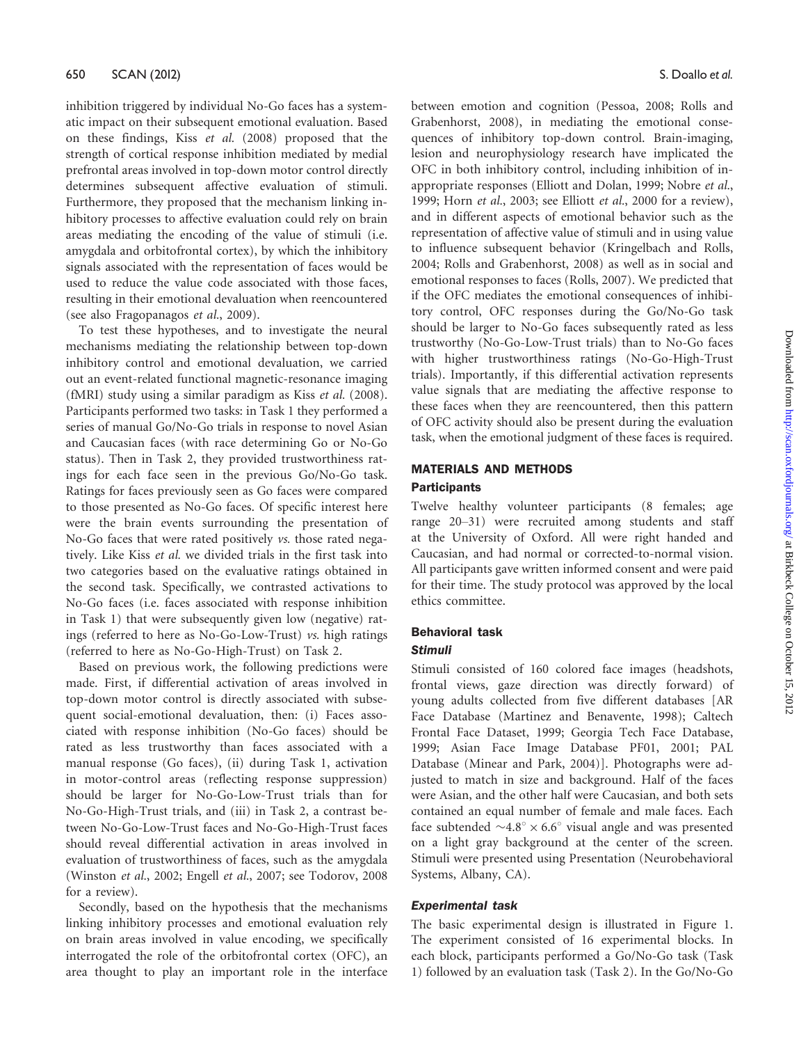inhibition triggered by individual No-Go faces has a systematic impact on their subsequent emotional evaluation. Based on these findings, Kiss *et al.* (2008) proposed that the strength of cortical response inhibition mediated by medial prefrontal areas involved in top-down motor control directly determines subsequent affective evaluation of stimuli. Furthermore, they proposed that the mechanism linking inhibitory processes to affective evaluation could rely on brain areas mediating the encoding of the value of stimuli (i.e. amygdala and orbitofrontal cortex), by which the inhibitory signals associated with the representation of faces would be used to reduce the value code associated with those faces, resulting in their emotional devaluation when reencountered (see also Fragopanagos *et al.*, 2009).

To test these hypotheses, and to investigate the neural mechanisms mediating the relationship between top-down inhibitory control and emotional devaluation, we carried out an event-related functional magnetic-resonance imaging (fMRI) study using a similar paradigm as Kiss *et al.* (2008). Participants performed two tasks: in Task 1 they performed a series of manual Go/No-Go trials in response to novel Asian and Caucasian faces (with race determining Go or No-Go status). Then in Task 2, they provided trustworthiness ratings for each face seen in the previous Go/No-Go task. Ratings for faces previously seen as Go faces were compared to those presented as No-Go faces. Of specific interest here were the brain events surrounding the presentation of No-Go faces that were rated positively *vs.* those rated negatively. Like Kiss *et al.* we divided trials in the first task into two categories based on the evaluative ratings obtained in the second task. Specifically, we contrasted activations to No-Go faces (i.e. faces associated with response inhibition in Task 1) that were subsequently given low (negative) ratings (referred to here as No-Go-Low-Trust) *vs.* high ratings (referred to here as No-Go-High-Trust) on Task 2.

Based on previous work, the following predictions were made. First, if differential activation of areas involved in top-down motor control is directly associated with subsequent social-emotional devaluation, then: (i) Faces associated with response inhibition (No-Go faces) should be rated as less trustworthy than faces associated with a manual response (Go faces), (ii) during Task 1, activation in motor-control areas (reflecting response suppression) should be larger for No-Go-Low-Trust trials than for No-Go-High-Trust trials, and (iii) in Task 2, a contrast between No-Go-Low-Trust faces and No-Go-High-Trust faces should reveal differential activation in areas involved in evaluation of trustworthiness of faces, such as the amygdala (Winston *et al.*, 2002; Engell *et al.*, 2007; see Todorov, 2008 for a review).

Secondly, based on the hypothesis that the mechanisms linking inhibitory processes and emotional evaluation rely on brain areas involved in value encoding, we specifically interrogated the role of the orbitofrontal cortex (OFC), an area thought to play an important role in the interface between emotion and cognition (Pessoa, 2008; Rolls and Grabenhorst, 2008), in mediating the emotional consequences of inhibitory top-down control. Brain-imaging, lesion and neurophysiology research have implicated the OFC in both inhibitory control, including inhibition of inappropriate responses (Elliott and Dolan, 1999; Nobre *et al.*, 1999; Horn *et al.*, 2003; see Elliott *et al.*, 2000 for a review), and in different aspects of emotional behavior such as the representation of affective value of stimuli and in using value to influence subsequent behavior (Kringelbach and Rolls, 2004; Rolls and Grabenhorst, 2008) as well as in social and emotional responses to faces (Rolls, 2007). We predicted that if the OFC mediates the emotional consequences of inhibitory control, OFC responses during the Go/No-Go task should be larger to No-Go faces subsequently rated as less trustworthy (No-Go-Low-Trust trials) than to No-Go faces with higher trustworthiness ratings (No-Go-High-Trust trials). Importantly, if this differential activation represents value signals that are mediating the affective response to these faces when they are reencountered, then this pattern of OFC activity should also be present during the evaluation task, when the emotional judgment of these faces is required.

## MATERIALS AND METHODS

### Participants

Twelve healthy volunteer participants (8 females; age range 20–31) were recruited among students and staff at the University of Oxford. All were right handed and Caucasian, and had normal or corrected-to-normal vision. All participants gave written informed consent and were paid for their time. The study protocol was approved by the local ethics committee.

### Behavioral task

#### *Stimuli*

Stimuli consisted of 160 colored face images (headshots, frontal views, gaze direction was directly forward) of young adults collected from five different databases [AR Face Database (Martinez and Benavente, 1998); Caltech Frontal Face Dataset, 1999; Georgia Tech Face Database, 1999; Asian Face Image Database PF01, 2001; PAL Database (Minear and Park, 2004)]. Photographs were adjusted to match in size and background. Half of the faces were Asian, and the other half were Caucasian, and both sets contained an equal number of female and male faces. Each face subtended $\sim 4.8^{\circ} \times 6.6^{\circ}$ visual angle and was presented on a light gray background at the center of the screen. Stimuli were presented using Presentation (Neurobehavioral Systems, Albany, CA).

#### *Experimental task*

The basic experimental design is illustrated in Figure 1. The experiment consisted of 16 experimental blocks. In each block, participants performed a Go/No-Go task (Task 1) followed by an evaluation task (Task 2). In the Go/No-Go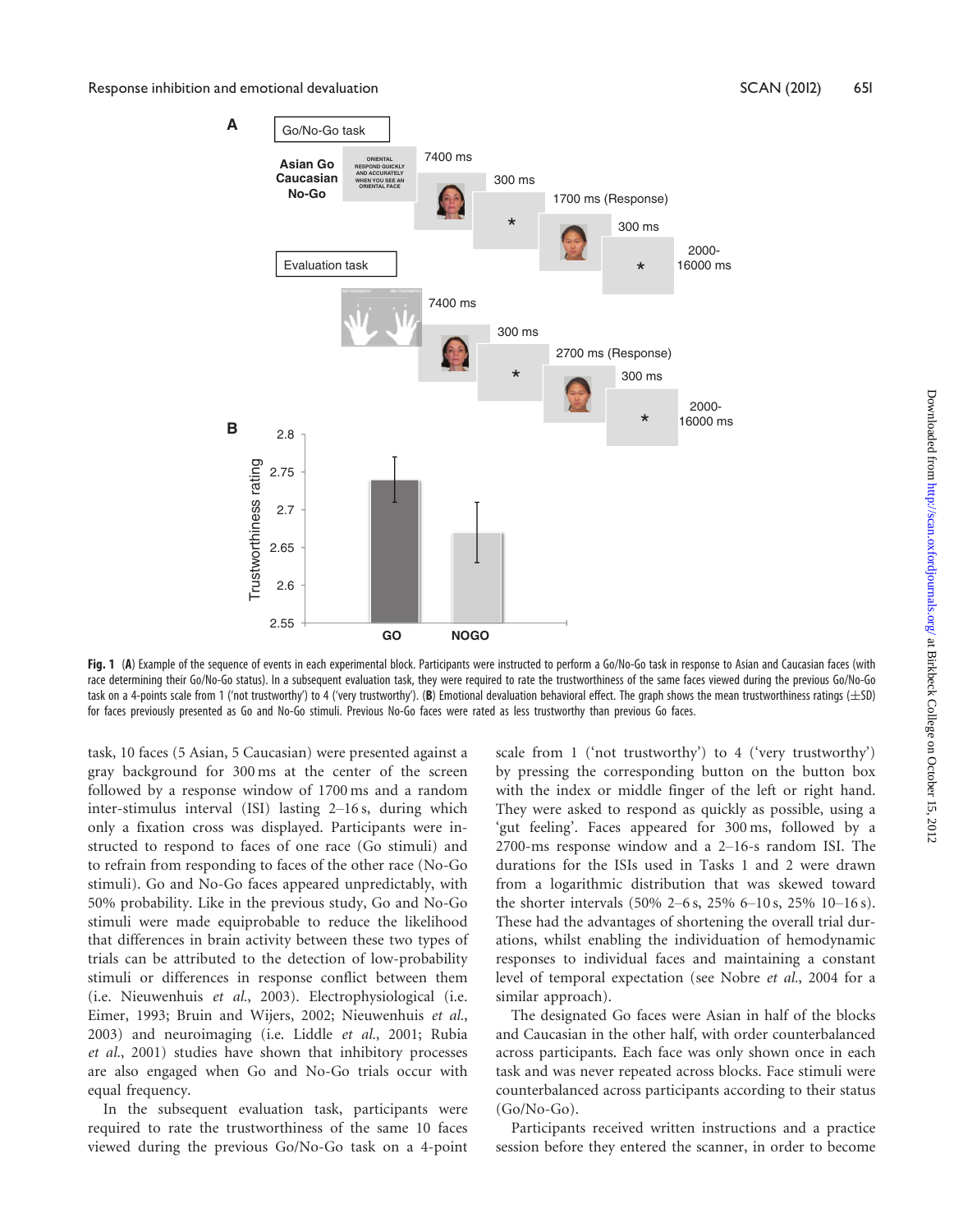**Fig. 1** (**A**) Example of the sequence of events in each experimental block. Participants were instructed to perform a Go/No-Go task in response to Asian and Caucasian faces (with race determining their Go/No-Go status). In a subsequent evaluation task, they were required to rate the trustworthiness of the same faces viewed during the previous Go/No-Go task on a 4-points scale from 1 ('not trustworthy') to 4 ('very trustworthy'). (**B**) Emotional devaluation behavioral effect. The graph shows the mean trustworthiness ratings (±SD) for faces previously presented as Go and No-Go stimuli. Previous No-Go faces were rated as less trustworthy than previous Go faces.

task, 10 faces (5 Asian, 5 Caucasian) were presented against a gray background for 300 ms at the center of the screen followed by a response window of 1700 ms and a random inter-stimulus interval (ISI) lasting 2–16 s, during which only a fixation cross was displayed. Participants were instructed to respond to faces of one race (Go stimuli) and to refrain from responding to faces of the other race (No-Go stimuli). Go and No-Go faces appeared unpredictably, with 50% probability. Like in the previous study, Go and No-Go stimuli were made equiprobable to reduce the likelihood that differences in brain activity between these two types of trials can be attributed to the detection of low-probability stimuli or differences in response conflict between them (i.e. Nieuwenhuis *et al.*, 2003). Electrophysiological (i.e. Eimer, 1993; Bruin and Wijers, 2002; Nieuwenhuis *et al.*, 2003) and neuroimaging (i.e. Liddle *et al.*, 2001; Rubia *et al.*, 2001) studies have shown that inhibitory processes are also engaged when Go and No-Go trials occur with equal frequency.

In the subsequent evaluation task, participants were required to rate the trustworthiness of the same 10 faces viewed during the previous Go/No-Go task on a 4-point scale from 1 ('not trustworthy') to 4 ('very trustworthy') by pressing the corresponding button on the button box with the index or middle finger of the left or right hand. They were asked to respond as quickly as possible, using a 'gut feeling'. Faces appeared for 300 ms, followed by a 2700-ms response window and a 2–16-s random ISI. The durations for the ISIs used in Tasks 1 and 2 were drawn from a logarithmic distribution that was skewed toward the shorter intervals (50% 2–6 s, 25% 6–10 s, 25% 10–16 s). These had the advantages of shortening the overall trial durations, whilst enabling the individuation of hemodynamic responses to individual faces and maintaining a constant level of temporal expectation (see Nobre *et al.*, 2004 for a similar approach).

The designated Go faces were Asian in half of the blocks and Caucasian in the other half, with order counterbalanced across participants. Each face was only shown once in each task and was never repeated across blocks. Face stimuli were counterbalanced across participants according to their status (Go/No-Go).

Participants received written instructions and a practice session before they entered the scanner, in order to become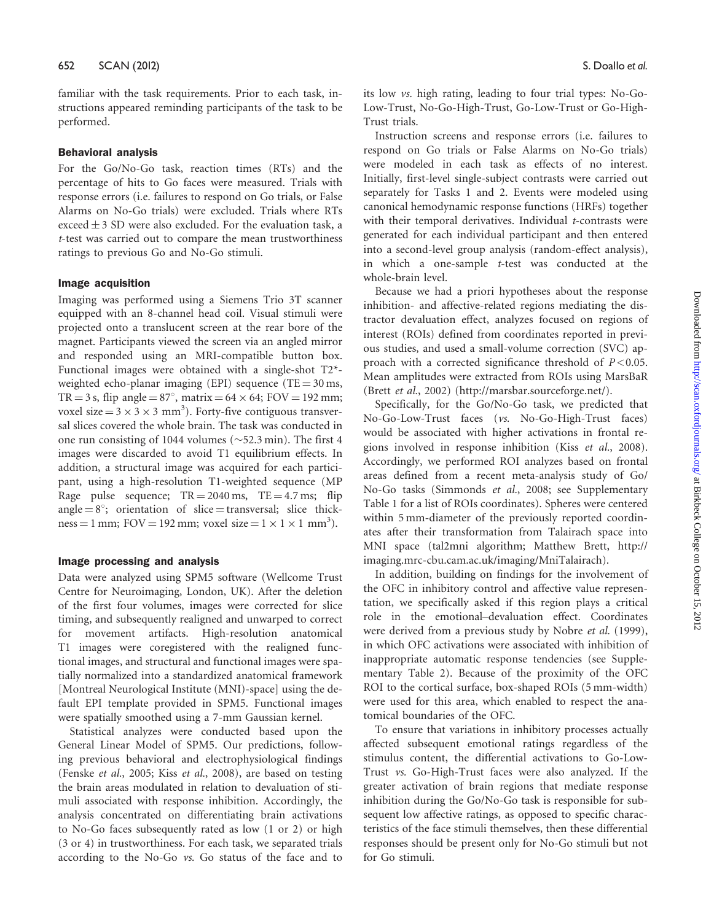familiar with the task requirements. Prior to each task, instructions appeared reminding participants of the task to be performed.

### Behavioral analysis

For the Go/No-Go task, reaction times (RTs) and the percentage of hits to Go faces were measured. Trials with response errors (i.e. failures to respond on Go trials, or False Alarms on No-Go trials) were excluded. Trials where RTs exceed $\pm 3$ SD were also excluded. For the evaluation task, a *t*-test was carried out to compare the mean trustworthiness ratings to previous Go and No-Go stimuli.

### Image acquisition

Imaging was performed using a Siemens Trio 3T scanner equipped with an 8-channel head coil. Visual stimuli were projected onto a translucent screen at the rear bore of the magnet. Participants viewed the screen via an angled mirror and responded using an MRI-compatible button box. Functional images were obtained with a single-shot T2*-weighted echo-planar imaging (EPI) sequence (TE = 30 ms, TR = 3 s, flip angle = 87°, matrix = $64 \times 64$; FOV = 192 mm; voxel size = $3 \times 3 \times 3$ mm$^3$). Forty-five contiguous transversal slices covered the whole brain. The task was conducted in one run consisting of 1044 volumes (~52.3 min). The first 4 images were discarded to avoid T1 equilibrium effects. In addition, a structural image was acquired for each participant, using a high-resolution T1-weighted sequence (MP Rage pulse sequence; TR = 2040 ms, TE = 4.7 ms; flip angle = 8°; orientation of slice = transversal; slice thickness = 1 mm; FOV = 192 mm; voxel size = $1 \times 1 \times 1$ mm$^3$).

### Image processing and analysis

Data were analyzed using SPM5 software (Wellcome Trust Centre for Neuroimaging, London, UK). After the deletion of the first four volumes, images were corrected for slice timing, and subsequently realigned and unwarped to correct for movement artifacts. High-resolution anatomical T1 images were coregistered with the realigned functional images, and structural and functional images were spatially normalized into a standardized anatomical framework [Montreal Neurological Institute (MNI)-space] using the default EPI template provided in SPM5. Functional images were spatially smoothed using a 7-mm Gaussian kernel.

Statistical analyzes were conducted based upon the General Linear Model of SPM5. Our predictions, following previous behavioral and electrophysiological findings (Fenske *et al.*, 2005; Kiss *et al.*, 2008), are based on testing the brain areas modulated in relation to devaluation of stimuli associated with response inhibition. Accordingly, the analysis concentrated on differentiating brain activations to No-Go faces subsequently rated as low (1 or 2) or high (3 or 4) in trustworthiness. For each task, we separated trials according to the No-Go *vs.* Go status of the face and to its low *vs.* high rating, leading to four trial types: No-Go-Low-Trust, No-Go-High-Trust, Go-Low-Trust or Go-High-Trust trials.

Instruction screens and response errors (i.e. failures to respond on Go trials or False Alarms on No-Go trials) were modeled in each task as effects of no interest. Initially, first-level single-subject contrasts were carried out separately for Tasks 1 and 2. Events were modeled using canonical hemodynamic response functions (HRFs) together with their temporal derivatives. Individual *t*-contrasts were generated for each individual participant and then entered into a second-level group analysis (random-effect analysis), in which a one-sample *t*-test was conducted at the whole-brain level.

Because we had a priori hypotheses about the response inhibition- and affective-related regions mediating the distractor devaluation effect, analyzes focused on regions of interest (ROIs) defined from coordinates reported in previous studies, and used a small-volume correction (SVC) approach with a corrected significance threshold of $P < 0.05$. Mean amplitudes were extracted from ROIs using MarsBaR (Brett *et al.*, 2002) (http://marsbar.sourceforge.net/).

Specifically, for the Go/No-Go task, we predicted that No-Go-Low-Trust faces (*vs.* No-Go-High-Trust faces) would be associated with higher activations in frontal regions involved in response inhibition (Kiss *et al.*, 2008). Accordingly, we performed ROI analyzes based on frontal areas defined from a recent meta-analysis study of Go/No-Go tasks (Simmonds *et al.*, 2008; see Supplementary Table 1 for a list of ROIs coordinates). Spheres were centered within 5 mm-diameter of the previously reported coordinates after their transformation from Talairach space into MNI space (tal2mni algorithm; Matthew Brett, http://imaging.mrc-cbu.cam.ac.uk/imaging/MniTalairach).

In addition, building on findings for the involvement of the OFC in inhibitory control and affective value representation, we specifically asked if this region plays a critical role in the emotional–devaluation effect. Coordinates were derived from a previous study by Nobre *et al.* (1999), in which OFC activations were associated with inhibition of inappropriate automatic response tendencies (see Supplementary Table 2). Because of the proximity of the OFC ROI to the cortical surface, box-shaped ROIs (5 mm-width) were used for this area, which enabled to respect the anatomical boundaries of the OFC.

To ensure that variations in inhibitory processes actually affected subsequent emotional ratings regardless of the stimulus content, the differential activations to Go-Low-Trust *vs.* Go-High-Trust faces were also analyzed. If the greater activation of brain regions that mediate response inhibition during the Go/No-Go task is responsible for subsequent low affective ratings, as opposed to specific characteristics of the face stimuli themselves, then these differential responses should be present only for No-Go stimuli but not for Go stimuli.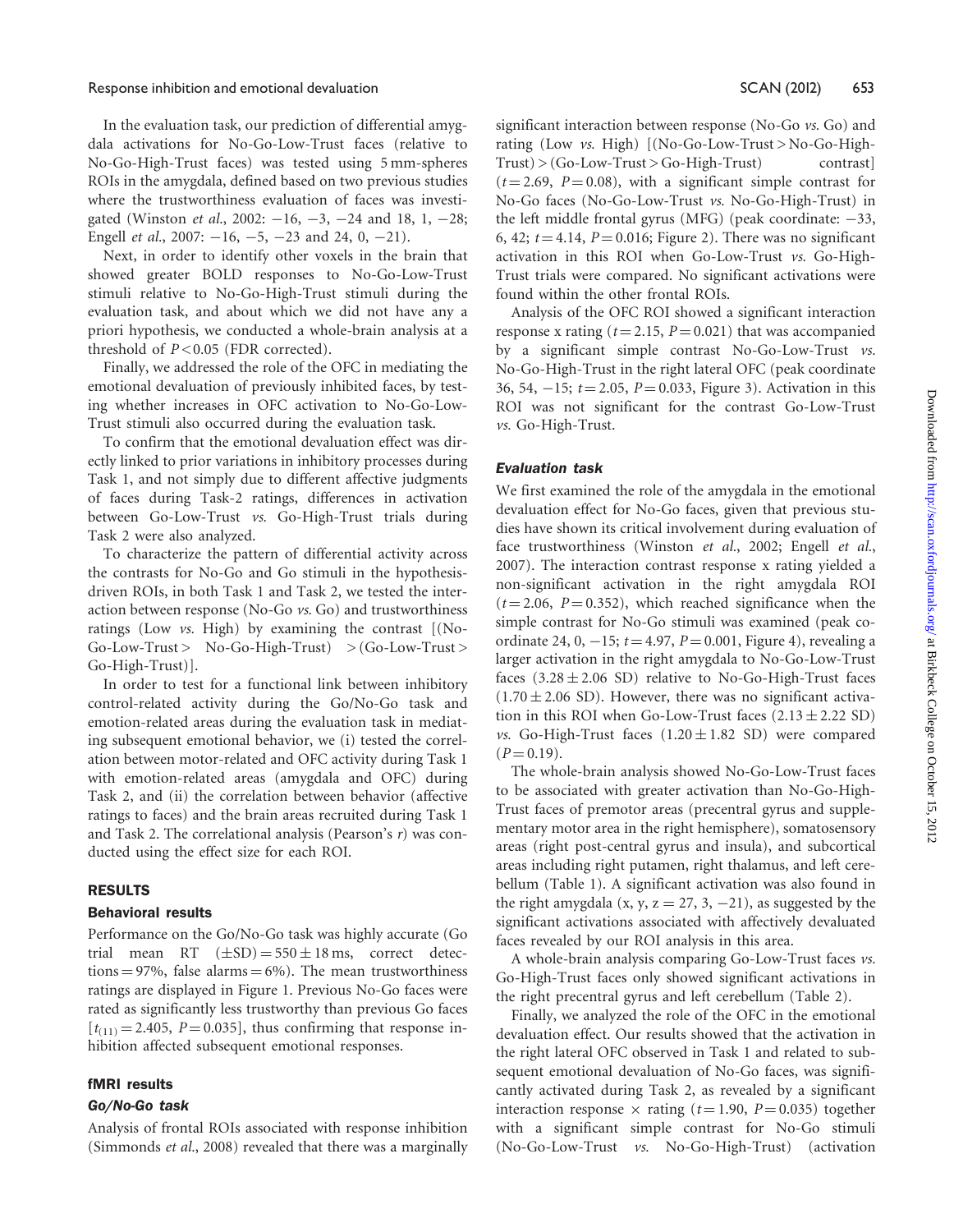In the evaluation task, our prediction of differential amygdala activations for No-Go-Low-Trust faces (relative to No-Go-High-Trust faces) was tested using 5 mm-spheres ROIs in the amygdala, defined based on two previous studies where the trustworthiness evaluation of faces was investigated (Winston *et al.*, 2002: −16, −3, −24 and 18, 1, −28; Engell *et al.*, 2007: −16, −5, −23 and 24, 0, −21).

Next, in order to identify other voxels in the brain that showed greater BOLD responses to No-Go-Low-Trust stimuli relative to No-Go-High-Trust stimuli during the evaluation task, and about which we did not have any a priori hypothesis, we conducted a whole-brain analysis at a threshold of $P < 0.05$ (FDR corrected).

Finally, we addressed the role of the OFC in mediating the emotional devaluation of previously inhibited faces, by testing whether increases in OFC activation to No-Go-Low-Trust stimuli also occurred during the evaluation task.

To confirm that the emotional devaluation effect was directly linked to prior variations in inhibitory processes during Task 1, and not simply due to different affective judgments of faces during Task-2 ratings, differences in activation between Go-Low-Trust *vs.* Go-High-Trust trials during Task 2 were also analyzed.

To characterize the pattern of differential activity across the contrasts for No-Go and Go stimuli in the hypothesis-driven ROIs, in both Task 1 and Task 2, we tested the interaction between response (No-Go *vs.* Go) and trustworthiness ratings (Low *vs.* High) by examining the contrast [(No-Go-Low-Trust > No-Go-High-Trust) > (Go-Low-Trust > Go-High-Trust)].

In order to test for a functional link between inhibitory control-related activity during the Go/No-Go task and emotion-related areas during the evaluation task in mediating subsequent emotional behavior, we (i) tested the correlation between motor-related and OFC activity during Task 1 with emotion-related areas (amygdala and OFC) during Task 2, and (ii) the correlation between behavior (affective ratings to faces) and the brain areas recruited during Task 1 and Task 2. The correlational analysis (Pearson's $r$) was conducted using the effect size for each ROI.

## RESULTS

### Behavioral results

Performance on the Go/No-Go task was highly accurate (Go trial mean RT (±SD) = 550 ± 18 ms, correct detections = 97%, false alarms = 6%). The mean trustworthiness ratings are displayed in Figure 1. Previous No-Go faces were rated as significantly less trustworthy than previous Go faces [$t_{(11)} = 2.405$, $P = 0.035$], thus confirming that response inhibition affected subsequent emotional responses.

### fMRI results

#### *Go/No-Go task*

Analysis of frontal ROIs associated with response inhibition (Simmonds *et al.*, 2008) revealed that there was a marginally significant interaction between response (No-Go *vs.* Go) and rating (Low *vs.* High) [(No-Go-Low-Trust > No-Go-High-Trust) > (Go-Low-Trust > Go-High-Trust) contrast] ($t = 2.69$, $P = 0.08$), with a significant simple contrast for No-Go faces (No-Go-Low-Trust *vs.* No-Go-High-Trust) in the left middle frontal gyrus (MFG) (peak coordinate: −33, 6, 42; $t = 4.14$, $P = 0.016$; Figure 2). There was no significant activation in this ROI when Go-Low-Trust *vs.* Go-High-Trust trials were compared. No significant activations were found within the other frontal ROIs.

Analysis of the OFC ROI showed a significant interaction response x rating ($t = 2.15$, $P = 0.021$) that was accompanied by a significant simple contrast No-Go-Low-Trust *vs.* No-Go-High-Trust in the right lateral OFC (peak coordinate 36, 54, −15; $t = 2.05$, $P = 0.033$, Figure 3). Activation in this ROI was not significant for the contrast Go-Low-Trust *vs.* Go-High-Trust.

#### *Evaluation task*

We first examined the role of the amygdala in the emotional devaluation effect for No-Go faces, given that previous studies have shown its critical involvement during evaluation of face trustworthiness (Winston *et al.*, 2002; Engell *et al.*, 2007). The interaction contrast response x rating yielded a non-significant activation in the right amygdala ROI ($t = 2.06$, $P = 0.352$), which reached significance when the simple contrast for No-Go stimuli was examined (peak coordinate 24, 0, −15; $t = 4.97$, $P = 0.001$, Figure 4), revealing a larger activation in the right amygdala to No-Go-Low-Trust faces (3.28 ± 2.06 SD) relative to No-Go-High-Trust faces (1.70 ± 2.06 SD). However, there was no significant activation in this ROI when Go-Low-Trust faces (2.13 ± 2.22 SD) *vs.* Go-High-Trust faces (1.20 ± 1.82 SD) were compared ($P = 0.19$).

The whole-brain analysis showed No-Go-Low-Trust faces to be associated with greater activation than No-Go-High-Trust faces of premotor areas (precentral gyrus and supplementary motor area in the right hemisphere), somatosensory areas (right post-central gyrus and insula), and subcortical areas including right putamen, right thalamus, and left cerebellum (Table 1). A significant activation was also found in the right amygdala (x, y, z = 27, 3, −21), as suggested by the significant activations associated with affectively devaluated faces revealed by our ROI analysis in this area.

A whole-brain analysis comparing Go-Low-Trust faces *vs.* Go-High-Trust faces only showed significant activations in the right precentral gyrus and left cerebellum (Table 2).

Finally, we analyzed the role of the OFC in the emotional devaluation effect. Our results showed that the activation in the right lateral OFC observed in Task 1 and related to subsequent emotional devaluation of No-Go faces, was significantly activated during Task 2, as revealed by a significant interaction response × rating ($t = 1.90$, $P = 0.035$) together with a significant simple contrast for No-Go stimuli (No-Go-Low-Trust *vs.* No-Go-High-Trust) (activation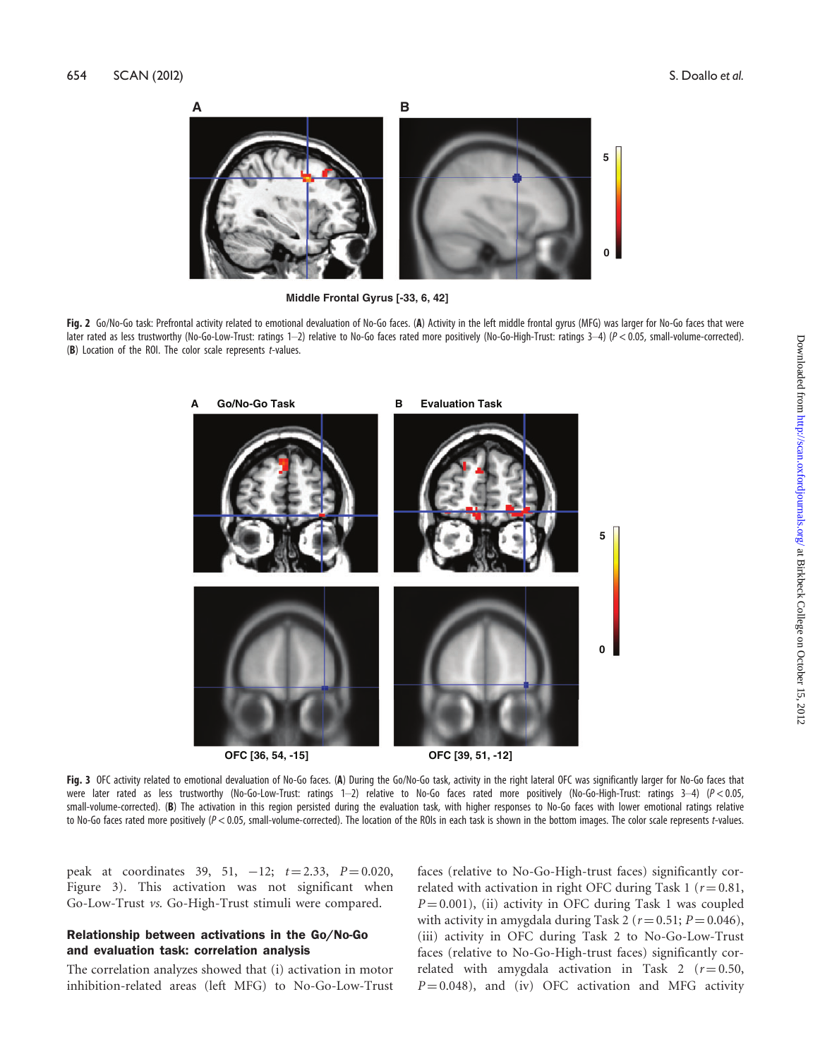Middle Frontal Gyrus [-33, 6, 42]

**Fig. 2** Go/No-Go task: Prefrontal activity related to emotional devaluation of No-Go faces. (**A**) Activity in the left middle frontal gyrus (MFG) was larger for No-Go faces that were later rated as less trustworthy (No-Go-Low-Trust: ratings 1–2) relative to No-Go faces rated more positively (No-Go-High-Trust: ratings 3–4) ($P < 0.05$, small-volume-corrected). (**B**) Location of the ROI. The color scale represents *t*-values.

OFC [36, 54, -15] OFC [39, 51, -12]

**Fig. 3** OFC activity related to emotional devaluation of No-Go faces. (**A**) During the Go/No-Go task, activity in the right lateral OFC was significantly larger for No-Go faces that were later rated as less trustworthy (No-Go-Low-Trust: ratings 1–2) relative to No-Go faces rated more positively (No-Go-High-Trust: ratings 3–4) ($P < 0.05$, small-volume-corrected). (**B**) The activation in this region persisted during the evaluation task, with higher responses to No-Go faces with lower emotional ratings relative to No-Go faces rated more positively ($P < 0.05$, small-volume-corrected). The location of the ROIs in each task is shown in the bottom images. The color scale represents *t*-values.

peak at coordinates 39, 51, −12; $t = 2.33$, $P = 0.020$, Figure 3). This activation was not significant when Go-Low-Trust *vs.* Go-High-Trust stimuli were compared.

### Relationship between activations in the Go/No-Go and evaluation task: correlation analysis

The correlation analyses showed that (i) activation in motor inhibition-related areas (left MFG) to No-Go-Low-Trust faces (relative to No-Go-High-trust faces) significantly correlated with activation in right OFC during Task 1 ($r = 0.81$, $P = 0.001$), (ii) activity in OFC during Task 1 was coupled with activity in amygdala during Task 2 ($r = 0.51$; $P = 0.046$), (iii) activity in OFC during Task 2 to No-Go-Low-Trust faces (relative to No-Go-High-trust faces) significantly correlated with amygdala activation in Task 2 ($r = 0.50$, $P = 0.048$), and (iv) OFC activation and MFG activity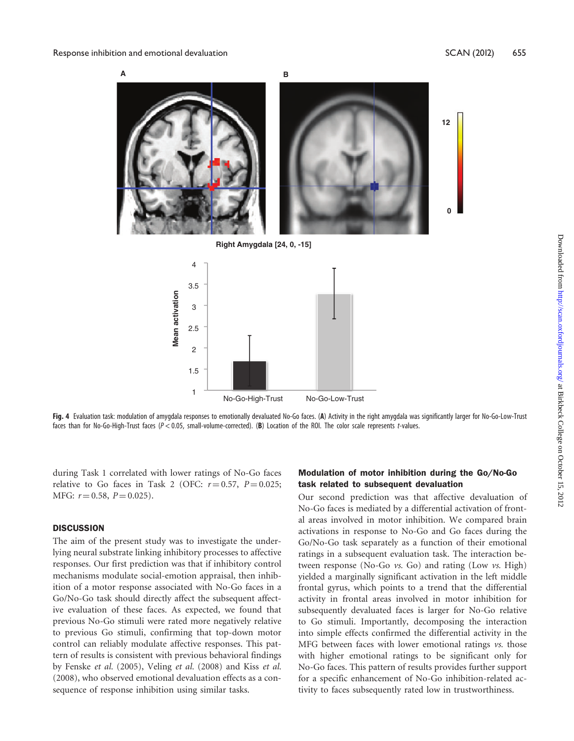**Fig. 4** Evaluation task: modulation of amygdala responses to emotionally devaluated No-Go faces. (**A**) Activity in the right amygdala was significantly larger for No-Go-Low-Trust faces than for No-Go-High-Trust faces ($P < 0.05$, small-volume-corrected). (**B**) Location of the ROI. The color scale represents *t*-values.

during Task 1 correlated with lower ratings of No-Go faces relative to Go faces in Task 2 (OFC: $r = 0.57$, $P = 0.025$; MFG: $r = 0.58$, $P = 0.025$).

## DISCUSSION

The aim of the present study was to investigate the underlying neural substrate linking inhibitory processes to affective responses. Our first prediction was that if inhibitory control mechanisms modulate social-emotion appraisal, then inhibition of a motor response associated with No-Go faces in a Go/No-Go task should directly affect the subsequent affective evaluation of these faces. As expected, we found that previous No-Go stimuli were rated more negatively relative to previous Go stimuli, confirming that top-down motor control can reliably modulate affective responses. This pattern of results is consistent with previous behavioral findings by Fenske *et al.* (2005), Veling *et al.* (2008) and Kiss *et al.* (2008), who observed emotional devaluation effects as a consequence of response inhibition using similar tasks.

### Modulation of motor inhibition during the Go/No-Go task related to subsequent devaluation

Our second prediction was that affective devaluation of No-Go faces is mediated by a differential activation of frontal areas involved in motor inhibition. We compared brain activations in response to No-Go and Go faces during the Go/No-Go task separately as a function of their emotional ratings in a subsequent evaluation task. The interaction between response (No-Go *vs.* Go) and rating (Low *vs.* High) yielded a marginally significant activation in the left middle frontal gyrus, which points to a trend that the differential activity in frontal areas involved in motor inhibition for subsequently devaluated faces is larger for No-Go relative to Go stimuli. Importantly, decomposing the interaction into simple effects confirmed the differential activity in the MFG between faces with lower emotional ratings *vs.* those with higher emotional ratings to be significant only for No-Go faces. This pattern of results provides further support for a specific enhancement of No-Go inhibition-related activity to faces subsequently rated low in trustworthiness.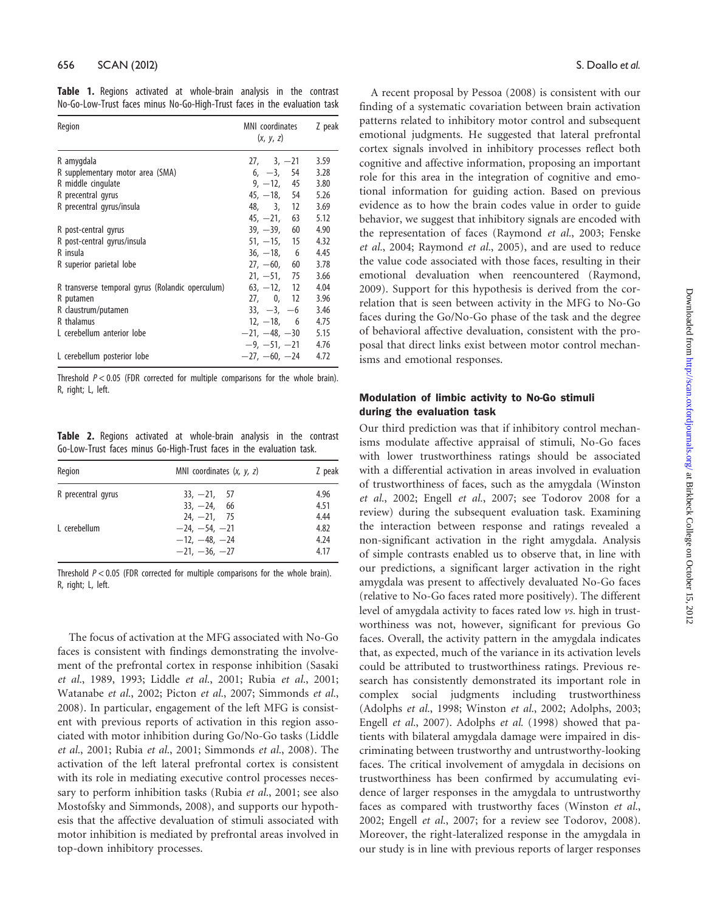**Table 1.** Regions activated at whole-brain analysis in the contrast No-Go-Low-Trust faces minus No-Go-High-Trust faces in the evaluation task

| Region | MNI coordinates (x, y, z) | Z peak |
|---|---|---|
| R amygdala | 27, 3, −21 | 3.59 |
| R supplementary motor area (SMA) | 6, −3, 54 | 3.28 |
| R middle cingulate | 9, −12, 45 | 3.80 |
| R precentral gyrus | 45, −18, 54 | 5.26 |
| R precentral gyrus/insula | 48, 3, 12 | 3.69 |
| | 45, −21, 63 | 5.12 |
| R post-central gyrus | 39, −39, 60 | 4.90 |
| R post-central gyrus/insula | 51, −15, 15 | 4.32 |
| R insula | 36, −18, 6 | 4.45 |
| R superior parietal lobe | 27, −60, 60 | 3.78 |
| | 21, −51, 75 | 3.66 |
| R transverse temporal gyrus (Rolandic operculum) | 63, −12, 12 | 4.04 |
| R putamen | 27, 0, 12 | 3.96 |
| R claustrum/putamen | 33, −3, −6 | 3.46 |
| R thalamus | 12, −18, 6 | 4.75 |
| L cerebellum anterior lobe | −21, −48, −30 | 5.15 |
| | −9, −51, −21 | 4.76 |
| L cerebellum posterior lobe | −27, −60, −24 | 4.72 |

Threshold $P < 0.05$ (FDR corrected for multiple comparisons for the whole brain). R, right; L, left.

**Table 2.** Regions activated at whole-brain analysis in the contrast Go-Low-Trust faces minus Go-High-Trust faces in the evaluation task.

| Region | MNI coordinates (x, y, z) | Z peak |
|---|---|---|
| R precentral gyrus | 33, −21, 57 | 4.96 |
| | 33, −24, 66 | 4.51 |
| | 24, −21, 75 | 4.44 |
| L cerebellum | −24, −54, −21 | 4.82 |
| | −12, −48, −24 | 4.24 |
| | −21, −36, −27 | 4.17 |

Threshold $P < 0.05$ (FDR corrected for multiple comparisons for the whole brain). R, right; L, left.

The focus of activation at the MFG associated with No-Go faces is consistent with findings demonstrating the involvement of the prefrontal cortex in response inhibition (Sasaki *et al.*, 1989, 1993; Liddle *et al.*, 2001; Rubia *et al.*, 2001; Watanabe *et al.*, 2002; Picton *et al.*, 2007; Simmonds *et al.*, 2008). In particular, engagement of the left MFG is consistent with previous reports of activation in this region associated with motor inhibition during Go/No-Go tasks (Liddle *et al.*, 2001; Rubia *et al.*, 2001; Simmonds *et al.*, 2008). The activation of the left lateral prefrontal cortex is consistent with its role in mediating executive control processes necessary to perform inhibition tasks (Rubia *et al.*, 2001; see also Mostofsky and Simmonds, 2008), and supports our hypothesis that the affective devaluation of stimuli associated with motor inhibition is mediated by prefrontal areas involved in top-down inhibitory processes.

A recent proposal by Pessoa (2008) is consistent with our finding of a systematic covariation between brain activation patterns related to inhibitory motor control and subsequent emotional judgments. He suggested that lateral prefrontal cortex signals involved in inhibitory processes reflect both cognitive and affective information, proposing an important role for this area in the integration of cognitive and emotional information for guiding action. Based on previous evidence as to how the brain codes value in order to guide behavior, we suggest that inhibitory signals are encoded with the representation of faces (Raymond *et al.*, 2003; Fenske *et al.*, 2004; Raymond *et al.*, 2005), and are used to reduce the value code associated with those faces, resulting in their emotional devaluation when reencountered (Raymond, 2009). Support for this hypothesis is derived from the correlation that is seen between activity in the MFG to No-Go faces during the Go/No-Go phase of the task and the degree of behavioral affective devaluation, consistent with the proposal that direct links exist between motor control mechanisms and emotional responses.

### Modulation of limbic activity to No-Go stimuli during the evaluation task

Our third prediction was that if inhibitory control mechanisms modulate affective appraisal of stimuli, No-Go faces with lower trustworthiness ratings should be associated with a differential activation in areas involved in evaluation of trustworthiness of faces, such as the amygdala (Winston *et al.*, 2002; Engell *et al.*, 2007; see Todorov 2008 for a review) during the subsequent evaluation task. Examining the interaction between response and ratings revealed a non-significant activation in the right amygdala. Analysis of simple contrasts enabled us to observe that, in line with our predictions, a significant larger activation in the right amygdala was present to affectively devaluated No-Go faces (relative to No-Go faces rated more positively). The different level of amygdala activity to faces rated low *vs.* high in trustworthiness was not, however, significant for previous Go faces. Overall, the activity pattern in the amygdala indicates that, as expected, much of the variance in its activation levels could be attributed to trustworthiness ratings. Previous research has consistently demonstrated its important role in complex social judgments including trustworthiness (Adolphs *et al.*, 1998; Winston *et al.*, 2002; Adolphs, 2003; Engell *et al.*, 2007). Adolphs *et al.* (1998) showed that patients with bilateral amygdala damage were impaired in discriminating between trustworthy and untrustworthy-looking faces. The critical involvement of amygdala in decisions on trustworthiness has been confirmed by accumulating evidence of larger responses in the amygdala to untrustworthy faces as compared with trustworthy faces (Winston *et al.*, 2002; Engell *et al.*, 2007; for a review see Todorov, 2008). Moreover, the right-lateralized response in the amygdala in our study is in line with previous reports of larger responses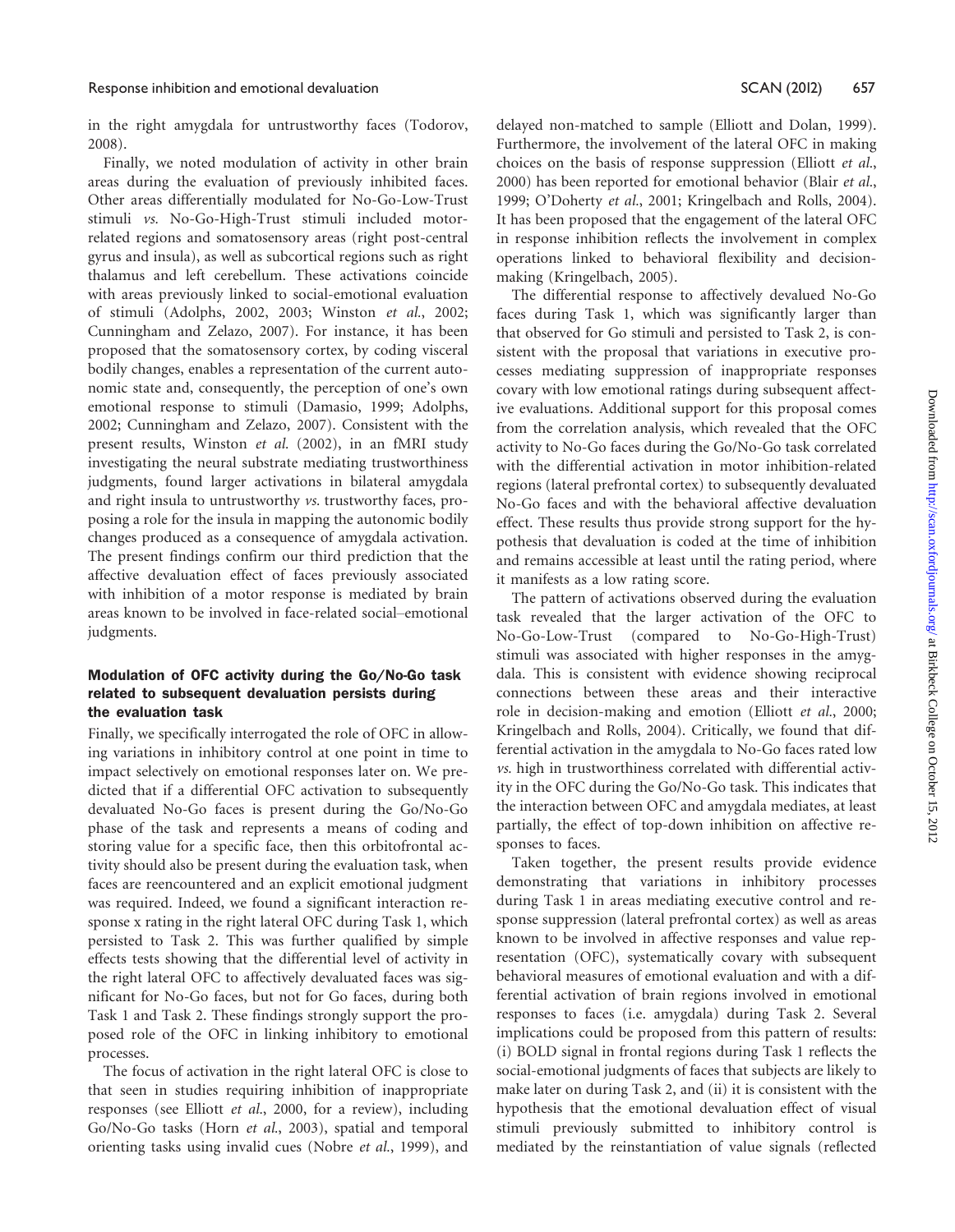in the right amygdala for untrustworthy faces (Todorov, 2008).

Finally, we noted modulation of activity in other brain areas during the evaluation of previously inhibited faces. Other areas differentially modulated for No-Go-Low-Trust stimuli *vs.* No-Go-High-Trust stimuli included motor-related regions and somatosensory areas (right post-central gyrus and insula), as well as subcortical regions such as right thalamus and left cerebellum. These activations coincide with areas previously linked to social-emotional evaluation of stimuli (Adolphs, 2002, 2003; Winston *et al.*, 2002; Cunningham and Zelazo, 2007). For instance, it has been proposed that the somatosensory cortex, by coding visceral bodily changes, enables a representation of the current autonomic state and, consequently, the perception of one's own emotional response to stimuli (Damasio, 1999; Adolphs, 2002; Cunningham and Zelazo, 2007). Consistent with the present results, Winston *et al.* (2002), in an fMRI study investigating the neural substrate mediating trustworthiness judgments, found larger activations in bilateral amygdala and right insula to untrustworthy *vs.* trustworthy faces, proposing a role for the insula in mapping the autonomic bodily changes produced as a consequence of amygdala activation. The present findings confirm our third prediction that the affective devaluation effect of faces previously associated with inhibition of a motor response is mediated by brain areas known to be involved in face-related social–emotional judgments.

### Modulation of OFC activity during the Go/No-Go task related to subsequent devaluation persists during the evaluation task

Finally, we specifically interrogated the role of OFC in allowing variations in inhibitory control at one point in time to impact selectively on emotional responses later on. We predicted that if a differential OFC activation to subsequently devaluated No-Go faces is present during the Go/No-Go phase of the task and represents a means of coding and storing value for a specific face, then this orbitofrontal activity should also be present during the evaluation task, when faces are reencountered and an explicit emotional judgment was required. Indeed, we found a significant interaction response x rating in the right lateral OFC during Task 1, which persisted to Task 2. This was further qualified by simple effects tests showing that the differential level of activity in the right lateral OFC to affectively devaluated faces was significant for No-Go faces, but not for Go faces, during both Task 1 and Task 2. These findings strongly support the proposed role of the OFC in linking inhibitory to emotional processes.

The focus of activation in the right lateral OFC is close to that seen in studies requiring inhibition of inappropriate responses (see Elliott *et al.*, 2000, for a review), including Go/No-Go tasks (Horn *et al.*, 2003), spatial and temporal orienting tasks using invalid cues (Nobre *et al.*, 1999), and delayed non-matched to sample (Elliott and Dolan, 1999). Furthermore, the involvement of the lateral OFC in making choices on the basis of response suppression (Elliott *et al.*, 2000) has been reported for emotional behavior (Blair *et al.*, 1999; O'Doherty *et al.*, 2001; Kringelbach and Rolls, 2004). It has been proposed that the engagement of the lateral OFC in response inhibition reflects the involvement in complex operations linked to behavioral flexibility and decision-making (Kringelbach, 2005).

The differential response to affectively devalued No-Go faces during Task 1, which was significantly larger than that observed for Go stimuli and persisted to Task 2, is consistent with the proposal that variations in executive processes mediating suppression of inappropriate responses covary with low emotional ratings during subsequent affective evaluations. Additional support for this proposal comes from the correlation analysis, which revealed that the OFC activity to No-Go faces during the Go/No-Go task correlated with the differential activation in motor inhibition-related regions (lateral prefrontal cortex) to subsequently devaluated No-Go faces and with the behavioral affective devaluation effect. These results thus provide strong support for the hypothesis that devaluation is coded at the time of inhibition and remains accessible at least until the rating period, where it manifests as a low rating score.

The pattern of activations observed during the evaluation task revealed that the larger activation of the OFC to No-Go-Low-Trust (compared to No-Go-High-Trust) stimuli was associated with higher responses in the amygdala. This is consistent with evidence showing reciprocal connections between these areas and their interactive role in decision-making and emotion (Elliott *et al.*, 2000; Kringelbach and Rolls, 2004). Critically, we found that differential activation in the amygdala to No-Go faces rated low *vs.* high in trustworthiness correlated with differential activity in the OFC during the Go/No-Go task. This indicates that the interaction between OFC and amygdala mediates, at least partially, the effect of top-down inhibition on affective responses to faces.

Taken together, the present results provide evidence demonstrating that variations in inhibitory processes during Task 1 in areas mediating executive control and response suppression (lateral prefrontal cortex) as well as areas known to be involved in affective responses and value representation (OFC), systematically covary with subsequent behavioral measures of emotional evaluation and with a differential activation of brain regions involved in emotional responses to faces (i.e. amygdala) during Task 2. Several implications could be proposed from this pattern of results: (i) BOLD signal in frontal regions during Task 1 reflects the social-emotional judgments of faces that subjects are likely to make later on during Task 2, and (ii) it is consistent with the hypothesis that the emotional devaluation effect of visual stimuli previously submitted to inhibitory control is mediated by the reinstantiation of value signals (reflected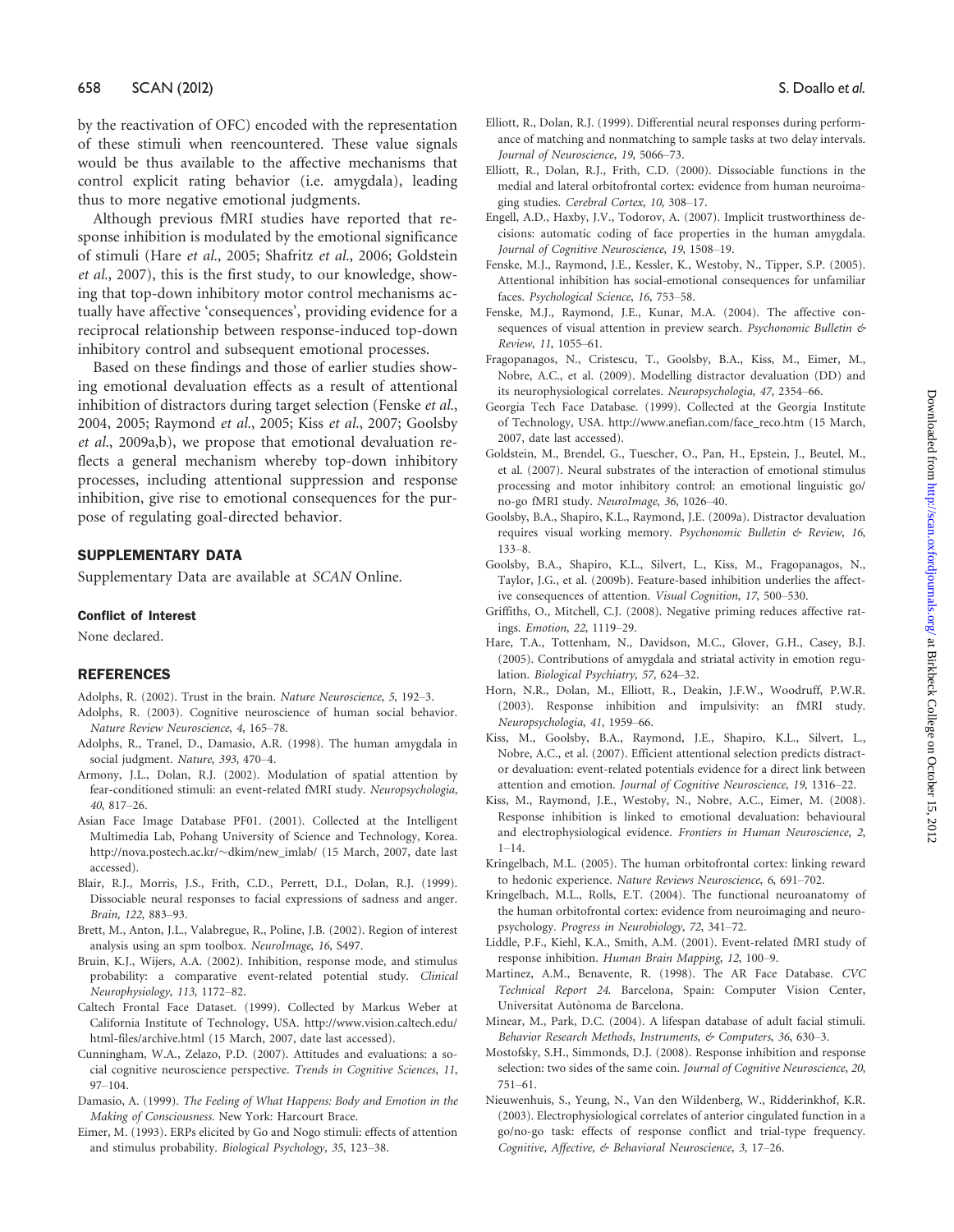by the reactivation of OFC) encoded with the representation of these stimuli when reencountered. These value signals would be thus available to the affective mechanisms that control explicit rating behavior (i.e. amygdala), leading thus to more negative emotional judgments.

Although previous fMRI studies have reported that response inhibition is modulated by the emotional significance of stimuli (Hare *et al.*, 2005; Shafritz *et al.*, 2006; Goldstein *et al.*, 2007), this is the first study, to our knowledge, showing that top-down inhibitory motor control mechanisms actually have affective 'consequences', providing evidence for a reciprocal relationship between response-induced top-down inhibitory control and subsequent emotional processes.

Based on these findings and those of earlier studies showing emotional devaluation effects as a result of attentional inhibition of distractors during target selection (Fenske *et al.*, 2004, 2005; Raymond *et al.*, 2005; Kiss *et al.*, 2007; Goolsby *et al.*, 2009a,b), we propose that emotional devaluation reflects a general mechanism whereby top-down inhibitory processes, including attentional suppression and response inhibition, give rise to emotional consequences for the purpose of regulating goal-directed behavior.

## SUPPLEMENTARY DATA

Supplementary Data are available at *SCAN* Online.

### Conflict of Interest

None declared.

## REFERENCES

Adolphs, R. (2002). Trust in the brain. *Nature Neuroscience*, *5*, 192–3.

Adolphs, R. (2003). Cognitive neuroscience of human social behavior. *Nature Review Neuroscience*, *4*, 165–78.

Adolphs, R., Tranel, D., Damasio, A.R. (1998). The human amygdala in social judgment. *Nature*, *393*, 470–4.

Armony, J.L., Dolan, R.J. (2002). Modulation of spatial attention by fear-conditioned stimuli: an event-related fMRI study. *Neuropsychologia*, *40*, 817–26.

Asian Face Image Database PF01. (2001). Collected at the Intelligent Multimedia Lab, Pohang University of Science and Technology, Korea. http://nova.postech.ac.kr/~dkim/new_imlab/ (15 March, 2007, date last accessed).

Blair, R.J., Morris, J.S., Frith, C.D., Perrett, D.I., Dolan, R.J. (1999). Dissociable neural responses to facial expressions of sadness and anger. *Brain*, *122*, 883–93.

Brett, M., Anton, J.L., Valabregue, R., Poline, J.B. (2002). Region of interest analysis using an spm toolbox. *NeuroImage*, *16*, S497.

Bruin, K.J., Wijers, A.A. (2002). Inhibition, response mode, and stimulus probability: a comparative event-related potential study. *Clinical Neurophysiology*, *113*, 1172–82.

Caltech Frontal Face Dataset. (1999). Collected by Markus Weber at California Institute of Technology, USA. http://www.vision.caltech.edu/html-files/archive.html (15 March, 2007, date last accessed).

Cunningham, W.A., Zelazo, P.D. (2007). Attitudes and evaluations: a social cognitive neuroscience perspective. *Trends in Cognitive Sciences*, *11*, 97–104.

Damasio, A. (1999). *The Feeling of What Happens: Body and Emotion in the Making of Consciousness*. New York: Harcourt Brace.

Eimer, M. (1993). ERPs elicited by Go and Nogo stimuli: effects of attention and stimulus probability. *Biological Psychology*, *35*, 123–38.

Elliott, R., Dolan, R.J. (1999). Differential neural responses during performance of matching and nonmatching to sample tasks at two delay intervals. *Journal of Neuroscience*, *19*, 5066–73.

Elliott, R., Dolan, R.J., Frith, C.D. (2000). Dissociable functions in the medial and lateral orbitofrontal cortex: evidence from human neuroimaging studies. *Cerebral Cortex*, *10*, 308–17.

Engell, A.D., Haxby, J.V., Todorov, A. (2007). Implicit trustworthiness decisions: automatic coding of face properties in the human amygdala. *Journal of Cognitive Neuroscience*, *19*, 1508–19.

Fenske, M.J., Raymond, J.E., Kessler, K., Westoby, N., Tipper, S.P. (2005). Attentional inhibition has social-emotional consequences for unfamiliar faces. *Psychological Science*, *16*, 753–58.

Fenske, M.J., Raymond, J.E., Kunar, M.A. (2004). The affective consequences of visual attention in preview search. *Psychonomic Bulletin & Review*, *11*, 1055–61.

Fragopanagos, N., Cristescu, T., Goolsby, B.A., Kiss, M., Eimer, M., Nobre, A.C., et al. (2009). Modelling distractor devaluation (DD) and its neurophysiological correlates. *Neuropsychologia*, *47*, 2354–66.

Georgia Tech Face Database. (1999). Collected at the Georgia Institute of Technology, USA. http://www.anefian.com/face_reco.htm (15 March, 2007, date last accessed).

Goldstein, M., Brendel, G., Tuescher, O., Pan, H., Epstein, J., Beutel, M., et al. (2007). Neural substrates of the interaction of emotional stimulus processing and motor inhibitory control: an emotional linguistic go/no-go fMRI study. *NeuroImage*, *36*, 1026–40.

Goolsby, B.A., Shapiro, K.L., Raymond, J.E. (2009a). Distractor devaluation requires visual working memory. *Psychonomic Bulletin & Review*, *16*, 133–8.

Goolsby, B.A., Shapiro, K.L., Silvert, L., Kiss, M., Fragopanagos, N., Taylor, J.G., et al. (2009b). Feature-based inhibition underlies the affective consequences of attention. *Visual Cognition*, *17*, 500–530.

Griffiths, O., Mitchell, C.J. (2008). Negative priming reduces affective ratings. *Emotion*, *22*, 1119–29.

Hare, T.A., Tottenham, N., Davidson, M.C., Glover, G.H., Casey, B.J. (2005). Contributions of amygdala and striatal activity in emotion regulation. *Biological Psychiatry*, *57*, 624–32.

Horn, N.R., Dolan, M., Elliott, R., Deakin, J.F.W., Woodruff, P.W.R. (2003). Response inhibition and impulsivity: an fMRI study. *Neuropsychologia*, *41*, 1959–66.

Kiss, M., Goolsby, B.A., Raymond, J.E., Shapiro, K.L., Silvert, L., Nobre, A.C., et al. (2007). Efficient attentional selection predicts distractor devaluation: event-related potentials evidence for a direct link between attention and emotion. *Journal of Cognitive Neuroscience*, *19*, 1316–22.

Kiss, M., Raymond, J.E., Westoby, N., Nobre, A.C., Eimer, M. (2008). Response inhibition is linked to emotional devaluation: behavioural and electrophysiological evidence. *Frontiers in Human Neuroscience*, *2*, 1–14.

Kringelbach, M.L. (2005). The human orbitofrontal cortex: linking reward to hedonic experience. *Nature Reviews Neuroscience*, *6*, 691–702.

Kringelbach, M.L., Rolls, E.T. (2004). The functional neuroanatomy of the human orbitofrontal cortex: evidence from neuroimaging and neuropsychology. *Progress in Neurobiology*, *72*, 341–72.

Liddle, P.F., Kiehl, K.A., Smith, A.M. (2001). Event-related fMRI study of response inhibition. *Human Brain Mapping*, *12*, 100–9.

Martinez, A.M., Benavente, R. (1998). The AR Face Database. *CVC Technical Report 24*. Barcelona, Spain: Computer Vision Center, Universitat Autònoma de Barcelona.

Minear, M., Park, D.C. (2004). A lifespan database of adult facial stimuli. *Behavior Research Methods, Instruments, & Computers*, *36*, 630–3.

Mostofsky, S.H., Simmonds, D.J. (2008). Response inhibition and response selection: two sides of the same coin. *Journal of Cognitive Neuroscience*, *20*, 751–61.

Nieuwenhuis, S., Yeung, N., Van den Wildenberg, W., Ridderinkhof, K.R. (2003). Electrophysiological correlates of anterior cingulated function in a go/no-go task: effects of response conflict and trial-type frequency. *Cognitive, Affective, & Behavioral Neuroscience*, *3*, 17–26.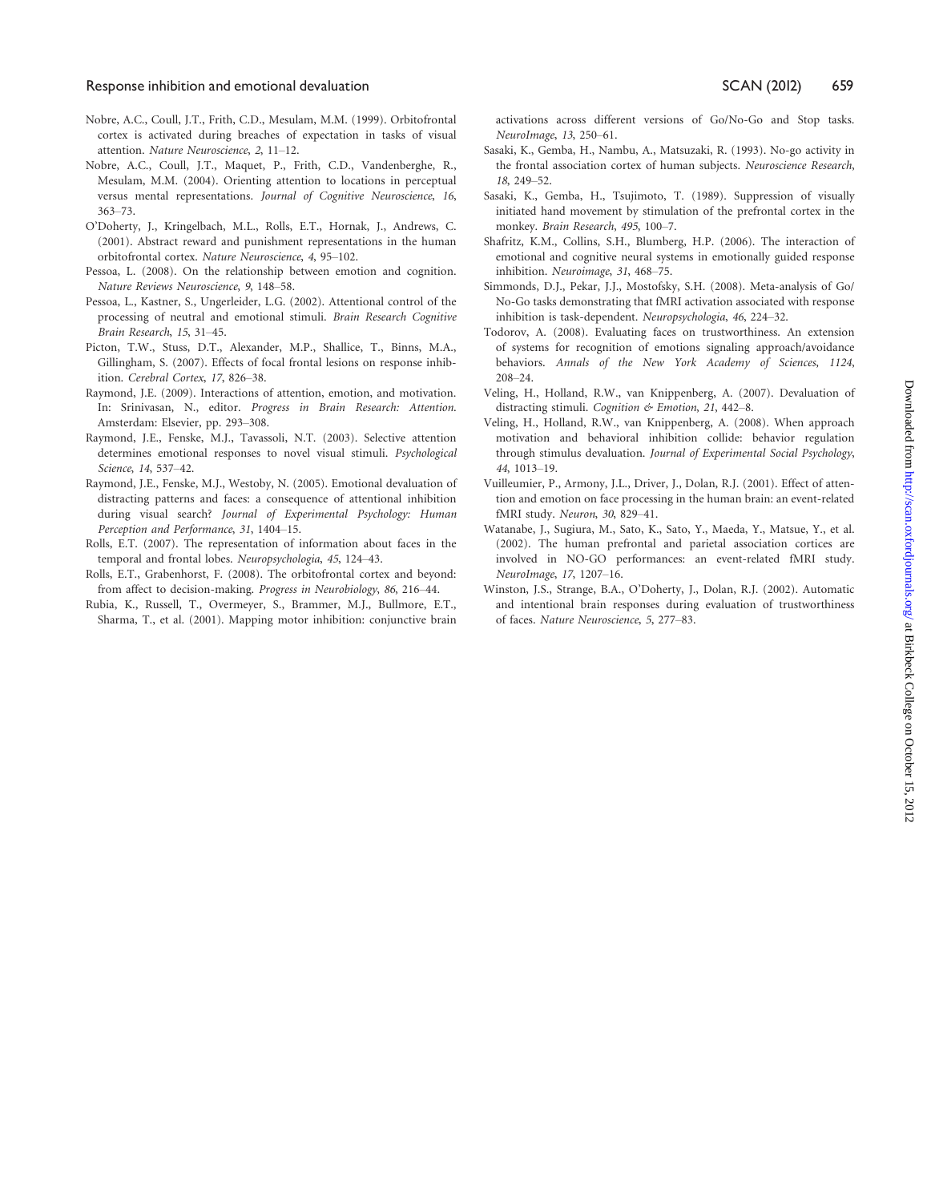Nobre, A.C., Coull, J.T., Frith, C.D., Mesulam, M.M. (1999). Orbitofrontal cortex is activated during breaches of expectation in tasks of visual attention. *Nature Neuroscience*, *2*, 11–12.

Nobre, A.C., Coull, J.T., Maquet, P., Frith, C.D., Vandenberghe, R., Mesulam, M.M. (2004). Orienting attention to locations in perceptual versus mental representations. *Journal of Cognitive Neuroscience*, *16*, 363–73.

O'Doherty, J., Kringelbach, M.L., Rolls, E.T., Hornak, J., Andrews, C. (2001). Abstract reward and punishment representations in the human orbitofrontal cortex. *Nature Neuroscience*, *4*, 95–102.

Pessoa, L. (2008). On the relationship between emotion and cognition. *Nature Reviews Neuroscience*, *9*, 148–58.

Pessoa, L., Kastner, S., Ungerleider, L.G. (2002). Attentional control of the processing of neutral and emotional stimuli. *Brain Research Cognitive Brain Research*, *15*, 31–45.

Picton, T.W., Stuss, D.T., Alexander, M.P., Shallice, T., Binns, M.A., Gillingham, S. (2007). Effects of focal frontal lesions on response inhibition. *Cerebral Cortex*, *17*, 826–38.

Raymond, J.E. (2009). Interactions of attention, emotion, and motivation. In: Srinivasan, N., editor. *Progress in Brain Research: Attention*. Amsterdam: Elsevier, pp. 293–308.

Raymond, J.E., Fenske, M.J., Tavassoli, N.T. (2003). Selective attention determines emotional responses to novel visual stimuli. *Psychological Science*, *14*, 537–42.

Raymond, J.E., Fenske, M.J., Westoby, N. (2005). Emotional devaluation of distracting patterns and faces: a consequence of attentional inhibition during visual search? *Journal of Experimental Psychology: Human Perception and Performance*, *31*, 1404–15.

Rolls, E.T. (2007). The representation of information about faces in the temporal and frontal lobes. *Neuropsychologia*, *45*, 124–43.

Rolls, E.T., Grabenhorst, F. (2008). The orbitofrontal cortex and beyond: from affect to decision-making. *Progress in Neurobiology*, *86*, 216–44.

Rubia, K., Russell, T., Overmeyer, S., Brammer, M.J., Bullmore, E.T., Sharma, T., et al. (2001). Mapping motor inhibition: conjunctive brain activations across different versions of Go/No-Go and Stop tasks. *NeuroImage*, *13*, 250–61.

Sasaki, K., Gemba, H., Nambu, A., Matsuzaki, R. (1993). No-go activity in the frontal association cortex of human subjects. *Neuroscience Research*, *18*, 249–52.

Sasaki, K., Gemba, H., Tsujimoto, T. (1989). Suppression of visually initiated hand movement by stimulation of the prefrontal cortex in the monkey. *Brain Research*, *495*, 100–7.

Shafritz, K.M., Collins, S.H., Blumberg, H.P. (2006). The interaction of emotional and cognitive neural systems in emotionally guided response inhibition. *Neuroimage*, *31*, 468–75.

Simmonds, D.J., Pekar, J.J., Mostofsky, S.H. (2008). Meta-analysis of Go/No-Go tasks demonstrating that fMRI activation associated with response inhibition is task-dependent. *Neuropsychologia*, *46*, 224–32.

Todorov, A. (2008). Evaluating faces on trustworthiness. An extension of systems for recognition of emotions signaling approach/avoidance behaviors. *Annals of the New York Academy of Sciences*, *1124*, 208–24.

Veling, H., Holland, R.W., van Knippenberg, A. (2007). Devaluation of distracting stimuli. *Cognition & Emotion*, *21*, 442–8.

Veling, H., Holland, R.W., van Knippenberg, A. (2008). When approach motivation and behavioral inhibition collide: behavior regulation through stimulus devaluation. *Journal of Experimental Social Psychology*, *44*, 1013–19.

Vuilleumier, P., Armony, J.L., Driver, J., Dolan, R.J. (2001). Effect of attention and emotion on face processing in the human brain: an event-related fMRI study. *Neuron*, *30*, 829–41.

Watanabe, J., Sugiura, M., Sato, K., Sato, Y., Maeda, Y., Matsue, Y., et al. (2002). The human prefrontal and parietal association cortices are involved in NO-GO performances: an event-related fMRI study. *NeuroImage*, *17*, 1207–16.

Winston, J.S., Strange, B.A., O'Doherty, J., Dolan, R.J. (2002). Automatic and intentional brain responses during evaluation of trustworthiness of faces. *Nature Neuroscience*, *5*, 277–83.